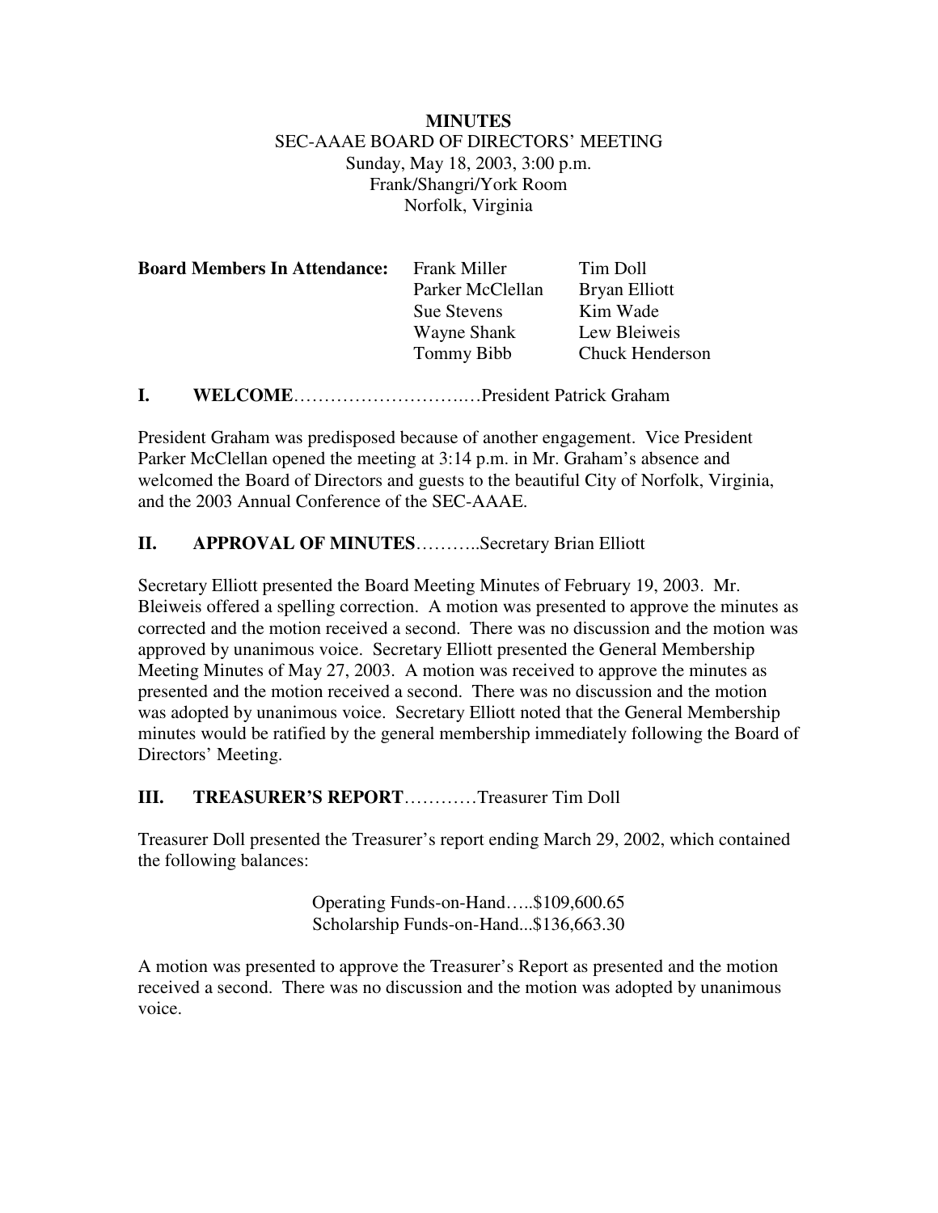**MINUTES**
SEC-AAAE BOARD OF DIRECTORS' MEETING
Sunday, May 18, 2003, 3:00 p.m.
Frank/Shangri/York Room
Norfolk, Virginia

| **Board Members In Attendance:** | Frank Miller | Tim Doll |
|---|---|---|
| | Parker McClellan | Bryan Elliott |
| | Sue Stevens | Kim Wade |
| | Wayne Shank | Lew Bleiweis |
| | Tommy Bibb | Chuck Henderson |

## I. WELCOME…………………………..…President Patrick Graham

President Graham was predisposed because of another engagement. Vice President Parker McClellan opened the meeting at 3:14 p.m. in Mr. Graham's absence and welcomed the Board of Directors and guests to the beautiful City of Norfolk, Virginia, and the 2003 Annual Conference of the SEC-AAAE.

## II. APPROVAL OF MINUTES………..Secretary Brian Elliott

Secretary Elliott presented the Board Meeting Minutes of February 19, 2003. Mr. Bleiweis offered a spelling correction. A motion was presented to approve the minutes as corrected and the motion received a second. There was no discussion and the motion was approved by unanimous voice. Secretary Elliott presented the General Membership Meeting Minutes of May 27, 2003. A motion was received to approve the minutes as presented and the motion received a second. There was no discussion and the motion was adopted by unanimous voice. Secretary Elliott noted that the General Membership minutes would be ratified by the general membership immediately following the Board of Directors' Meeting.

## III. TREASURER'S REPORT…………Treasurer Tim Doll

Treasurer Doll presented the Treasurer's report ending March 29, 2002, which contained the following balances:

Operating Funds-on-Hand…..$109,600.65
Scholarship Funds-on-Hand...$136,663.30

A motion was presented to approve the Treasurer's Report as presented and the motion received a second. There was no discussion and the motion was adopted by unanimous voice.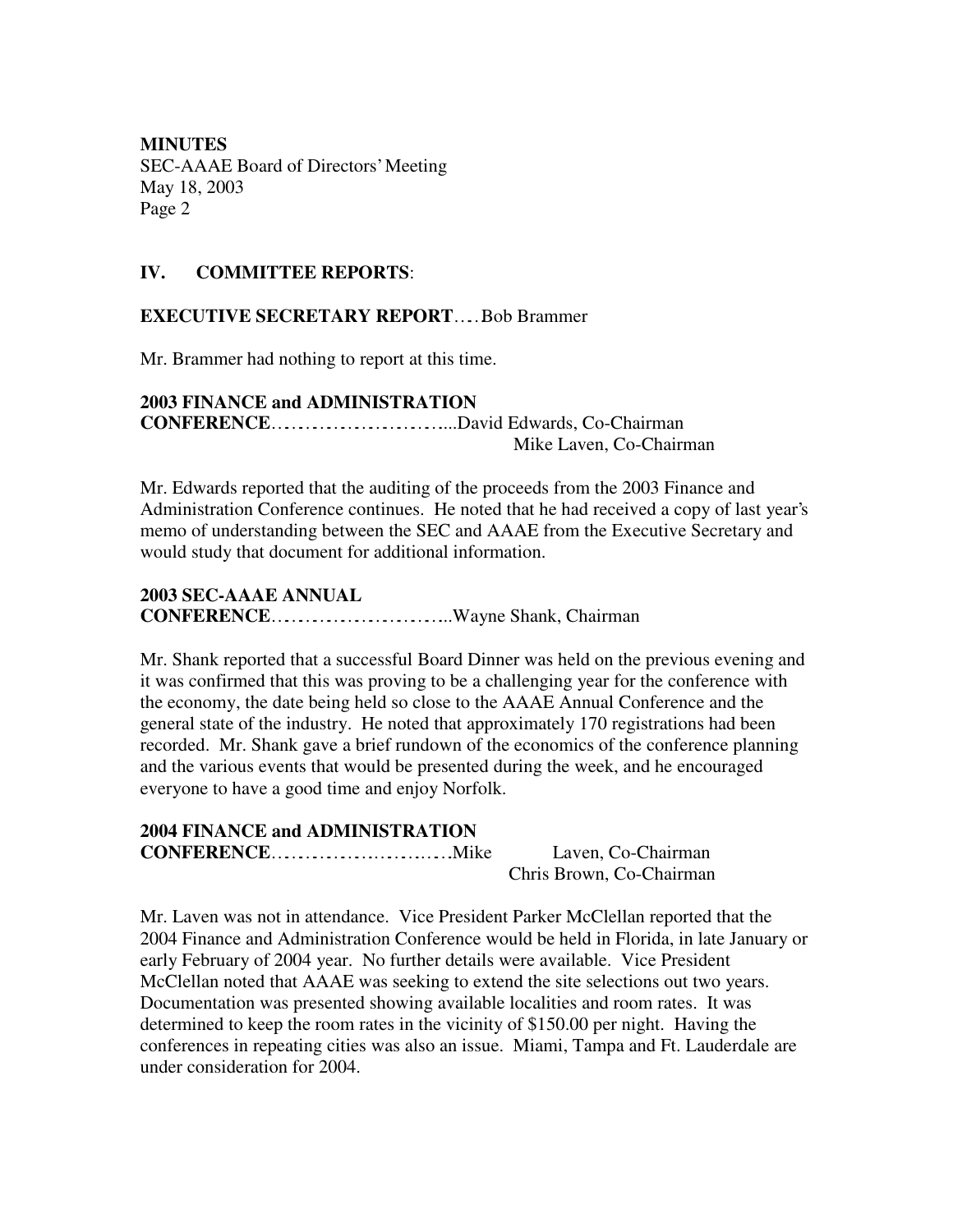**MINUTES**
SEC-AAAE Board of Directors' Meeting
May 18, 2003
Page 2

## IV. COMMITTEE REPORTS:

**EXECUTIVE SECRETARY REPORT**…. Bob Brammer

Mr. Brammer had nothing to report at this time.

**2003 FINANCE and ADMINISTRATION CONFERENCE**……………………...David Edwards, Co-Chairman
Mike Laven, Co-Chairman

Mr. Edwards reported that the auditing of the proceeds from the 2003 Finance and Administration Conference continues. He noted that he had received a copy of last year's memo of understanding between the SEC and AAAE from the Executive Secretary and would study that document for additional information.

**2003 SEC-AAAE ANNUAL CONFERENCE**……………………..Wayne Shank, Chairman

Mr. Shank reported that a successful Board Dinner was held on the previous evening and it was confirmed that this was proving to be a challenging year for the conference with the economy, the date being held so close to the AAAE Annual Conference and the general state of the industry. He noted that approximately 170 registrations had been recorded. Mr. Shank gave a brief rundown of the economics of the conference planning and the various events that would be presented during the week, and he encouraged everyone to have a good time and enjoy Norfolk.

**2004 FINANCE and ADMINISTRATION CONFERENCE**………………………Mike Laven, Co-Chairman
Chris Brown, Co-Chairman

Mr. Laven was not in attendance. Vice President Parker McClellan reported that the 2004 Finance and Administration Conference would be held in Florida, in late January or early February of 2004 year. No further details were available. Vice President McClellan noted that AAAE was seeking to extend the site selections out two years. Documentation was presented showing available localities and room rates. It was determined to keep the room rates in the vicinity of $150.00 per night. Having the conferences in repeating cities was also an issue. Miami, Tampa and Ft. Lauderdale are under consideration for 2004.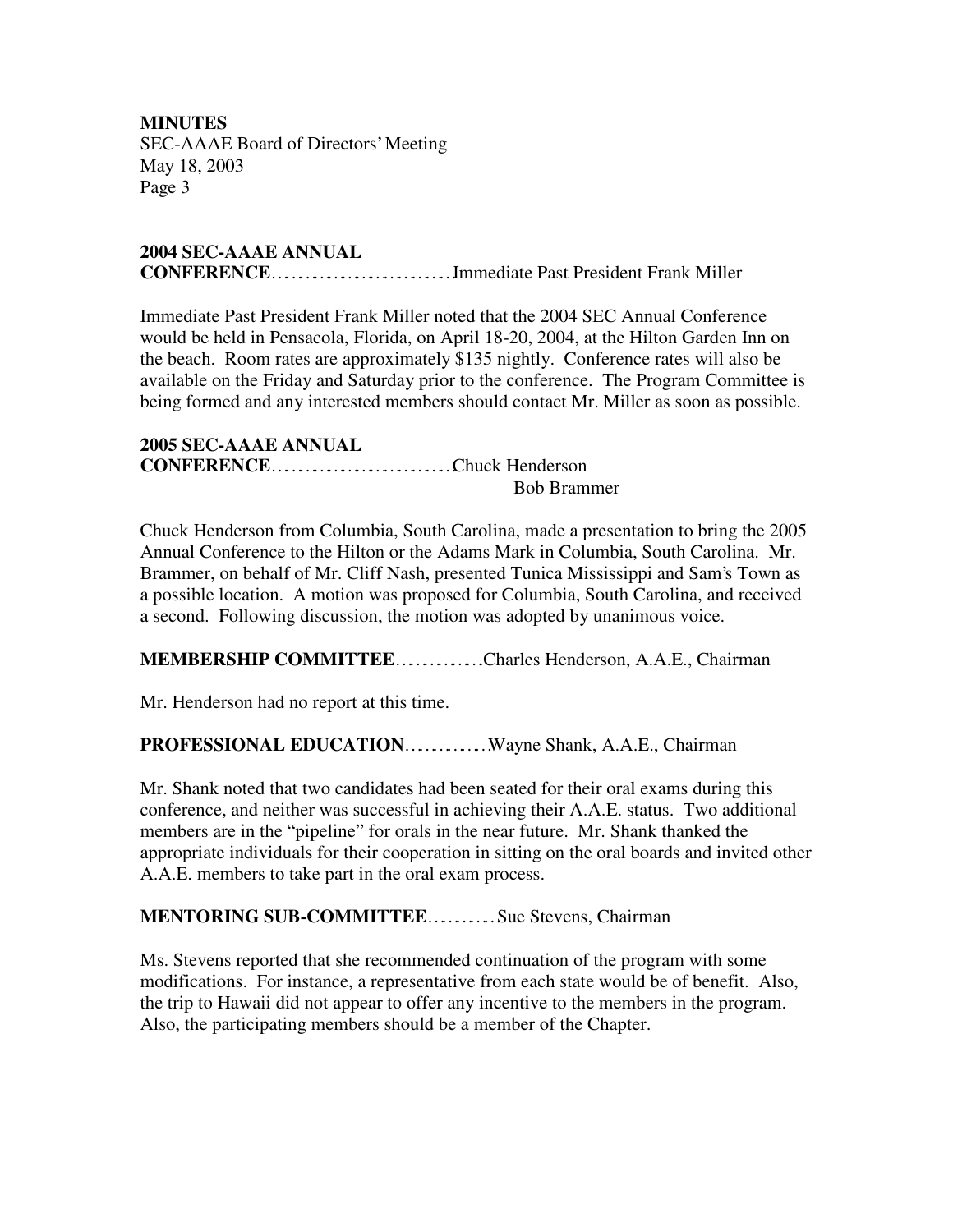## 2004 SEC-AAAE ANNUAL CONFERENCE……………………Immediate Past President Frank Miller

Immediate Past President Frank Miller noted that the 2004 SEC Annual Conference would be held in Pensacola, Florida, on April 18-20, 2004, at the Hilton Garden Inn on the beach. Room rates are approximately $135 nightly. Conference rates will also be available on the Friday and Saturday prior to the conference. The Program Committee is being formed and any interested members should contact Mr. Miller as soon as possible.

## 2005 SEC-AAAE ANNUAL CONFERENCE……………………Chuck Henderson
Bob Brammer

Chuck Henderson from Columbia, South Carolina, made a presentation to bring the 2005 Annual Conference to the Hilton or the Adams Mark in Columbia, South Carolina. Mr. Brammer, on behalf of Mr. Cliff Nash, presented Tunica Mississippi and Sam's Town as a possible location. A motion was proposed for Columbia, South Carolina, and received a second. Following discussion, the motion was adopted by unanimous voice.

**MEMBERSHIP COMMITTEE**…………Charles Henderson, A.A.E., Chairman

Mr. Henderson had no report at this time.

**PROFESSIONAL EDUCATION**…………Wayne Shank, A.A.E., Chairman

Mr. Shank noted that two candidates had been seated for their oral exams during this conference, and neither was successful in achieving their A.A.E. status. Two additional members are in the "pipeline" for orals in the near future. Mr. Shank thanked the appropriate individuals for their cooperation in sitting on the oral boards and invited other A.A.E. members to take part in the oral exam process.

**MENTORING SUB-COMMITTEE**………Sue Stevens, Chairman

Ms. Stevens reported that she recommended continuation of the program with some modifications. For instance, a representative from each state would be of benefit. Also, the trip to Hawaii did not appear to offer any incentive to the members in the program. Also, the participating members should be a member of the Chapter.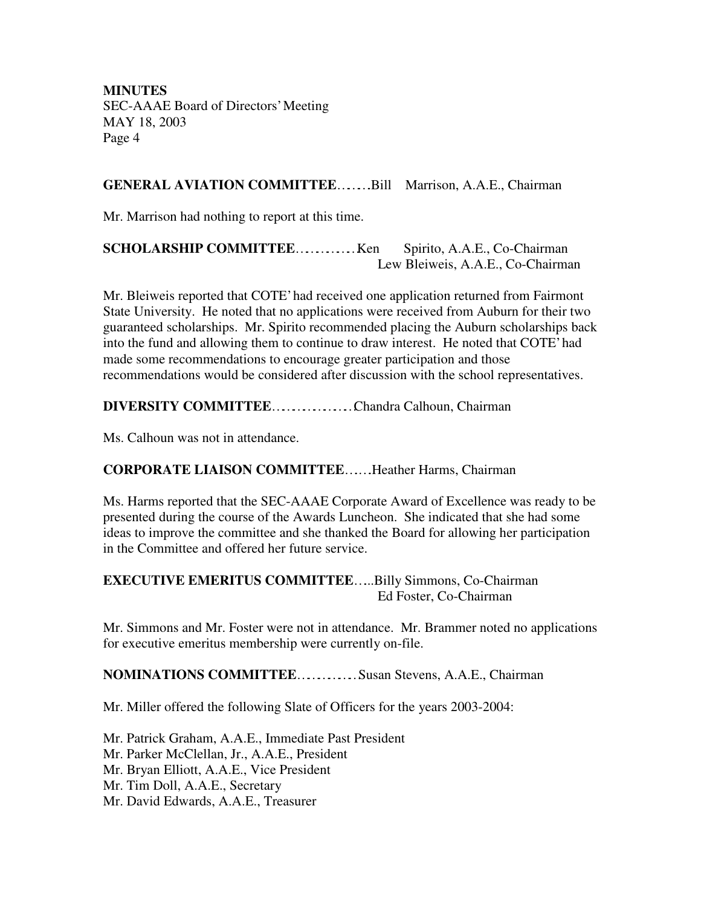**GENERAL AVIATION COMMITTEE**…….Bill Marrison, A.A.E., Chairman

Mr. Marrison had nothing to report at this time.

**SCHOLARSHIP COMMITTEE**…………Ken Spirito, A.A.E., Co-Chairman
Lew Bleiweis, A.A.E., Co-Chairman

Mr. Bleiweis reported that COTE' had received one application returned from Fairmont State University. He noted that no applications were received from Auburn for their two guaranteed scholarships. Mr. Spirito recommended placing the Auburn scholarships back into the fund and allowing them to continue to draw interest. He noted that COTE' had made some recommendations to encourage greater participation and those recommendations would be considered after discussion with the school representatives.

**DIVERSITY COMMITTEE**……………Chandra Calhoun, Chairman

Ms. Calhoun was not in attendance.

**CORPORATE LIAISON COMMITTEE**……Heather Harms, Chairman

Ms. Harms reported that the SEC-AAAE Corporate Award of Excellence was ready to be presented during the course of the Awards Luncheon. She indicated that she had some ideas to improve the committee and she thanked the Board for allowing her participation in the Committee and offered her future service.

**EXECUTIVE EMERITUS COMMITTEE**…..Billy Simmons, Co-Chairman
Ed Foster, Co-Chairman

Mr. Simmons and Mr. Foster were not in attendance. Mr. Brammer noted no applications for executive emeritus membership were currently on-file.

**NOMINATIONS COMMITTEE**…………Susan Stevens, A.A.E., Chairman

Mr. Miller offered the following Slate of Officers for the years 2003-2004:

Mr. Patrick Graham, A.A.E., Immediate Past President
Mr. Parker McClellan, Jr., A.A.E., President
Mr. Bryan Elliott, A.A.E., Vice President
Mr. Tim Doll, A.A.E., Secretary
Mr. David Edwards, A.A.E., Treasurer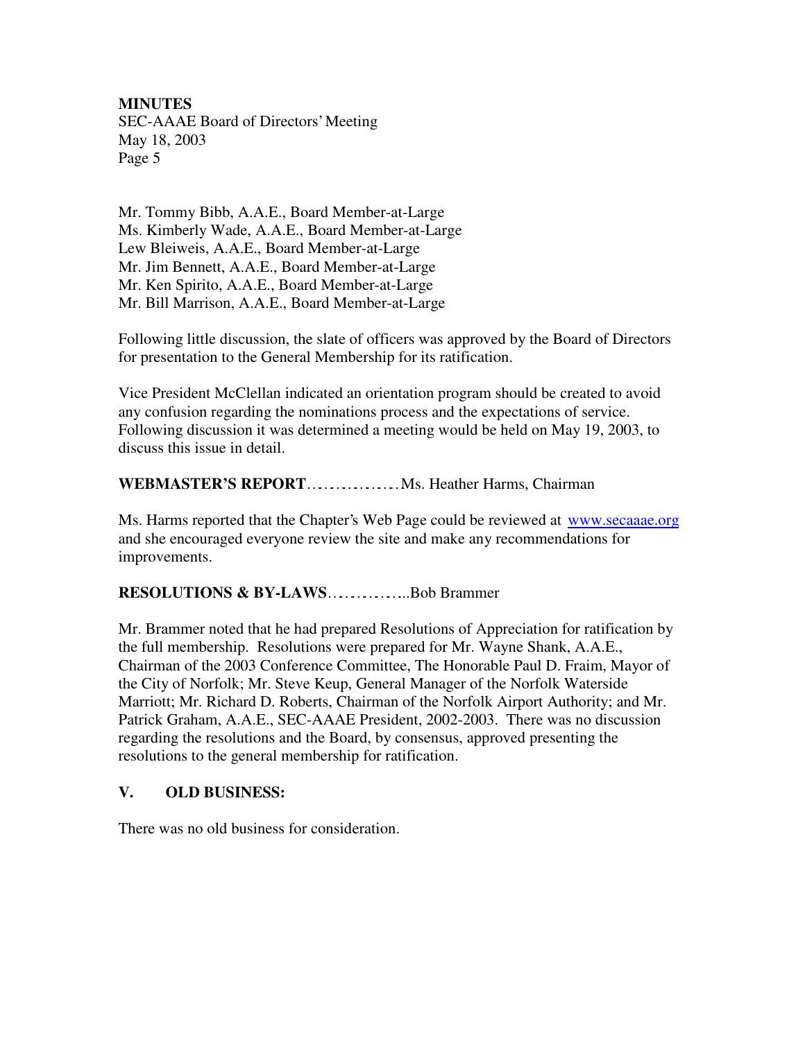Mr. Tommy Bibb, A.A.E., Board Member-at-Large
Ms. Kimberly Wade, A.A.E., Board Member-at-Large
Lew Bleiweis, A.A.E., Board Member-at-Large
Mr. Jim Bennett, A.A.E., Board Member-at-Large
Mr. Ken Spirito, A.A.E., Board Member-at-Large
Mr. Bill Marrison, A.A.E., Board Member-at-Large

Following little discussion, the slate of officers was approved by the Board of Directors for presentation to the General Membership for its ratification.

Vice President McClellan indicated an orientation program should be created to avoid any confusion regarding the nominations process and the expectations of service. Following discussion it was determined a meeting would be held on May 19, 2003, to discuss this issue in detail.

**WEBMASTER'S REPORT**................Ms. Heather Harms, Chairman

Ms. Harms reported that the Chapter's Web Page could be reviewed at www.secaaae.org and she encouraged everyone review the site and make any recommendations for improvements.

**RESOLUTIONS & BY-LAWS**..............Bob Brammer

Mr. Brammer noted that he had prepared Resolutions of Appreciation for ratification by the full membership. Resolutions were prepared for Mr. Wayne Shank, A.A.E., Chairman of the 2003 Conference Committee, The Honorable Paul D. Fraim, Mayor of the City of Norfolk; Mr. Steve Keup, General Manager of the Norfolk Waterside Marriott; Mr. Richard D. Roberts, Chairman of the Norfolk Airport Authority; and Mr. Patrick Graham, A.A.E., SEC-AAAE President, 2002-2003. There was no discussion regarding the resolutions and the Board, by consensus, approved presenting the resolutions to the general membership for ratification.

## V. OLD BUSINESS:

There was no old business for consideration.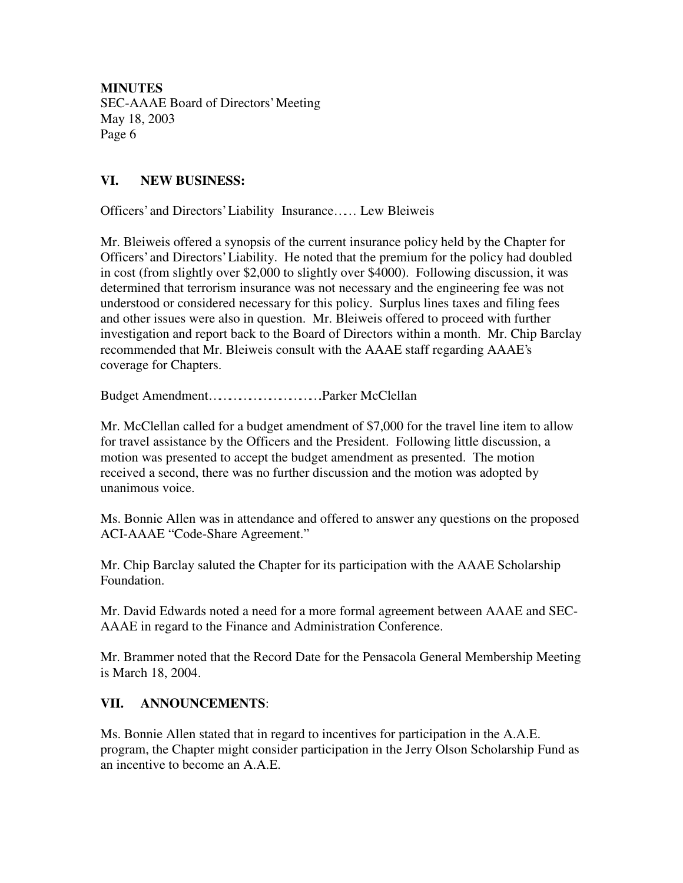**MINUTES**
SEC-AAAE Board of Directors' Meeting
May 18, 2003

## VI. NEW BUSINESS:

Officers' and Directors' Liability Insurance….. Lew Bleiweis

Mr. Bleiweis offered a synopsis of the current insurance policy held by the Chapter for Officers' and Directors' Liability. He noted that the premium for the policy had doubled in cost (from slightly over $2,000 to slightly over $4000). Following discussion, it was determined that terrorism insurance was not necessary and the engineering fee was not understood or considered necessary for this policy. Surplus lines taxes and filing fees and other issues were also in question. Mr. Bleiweis offered to proceed with further investigation and report back to the Board of Directors within a month. Mr. Chip Barclay recommended that Mr. Bleiweis consult with the AAAE staff regarding AAAE's coverage for Chapters.

Budget Amendment……………………Parker McClellan

Mr. McClellan called for a budget amendment of $7,000 for the travel line item to allow for travel assistance by the Officers and the President. Following little discussion, a motion was presented to accept the budget amendment as presented. The motion received a second, there was no further discussion and the motion was adopted by unanimous voice.

Ms. Bonnie Allen was in attendance and offered to answer any questions on the proposed ACI-AAAE "Code-Share Agreement."

Mr. Chip Barclay saluted the Chapter for its participation with the AAAE Scholarship Foundation.

Mr. David Edwards noted a need for a more formal agreement between AAAE and SEC-AAAE in regard to the Finance and Administration Conference.

Mr. Brammer noted that the Record Date for the Pensacola General Membership Meeting is March 18, 2004.

## VII. ANNOUNCEMENTS:

Ms. Bonnie Allen stated that in regard to incentives for participation in the A.A.E. program, the Chapter might consider participation in the Jerry Olson Scholarship Fund as an incentive to become an A.A.E.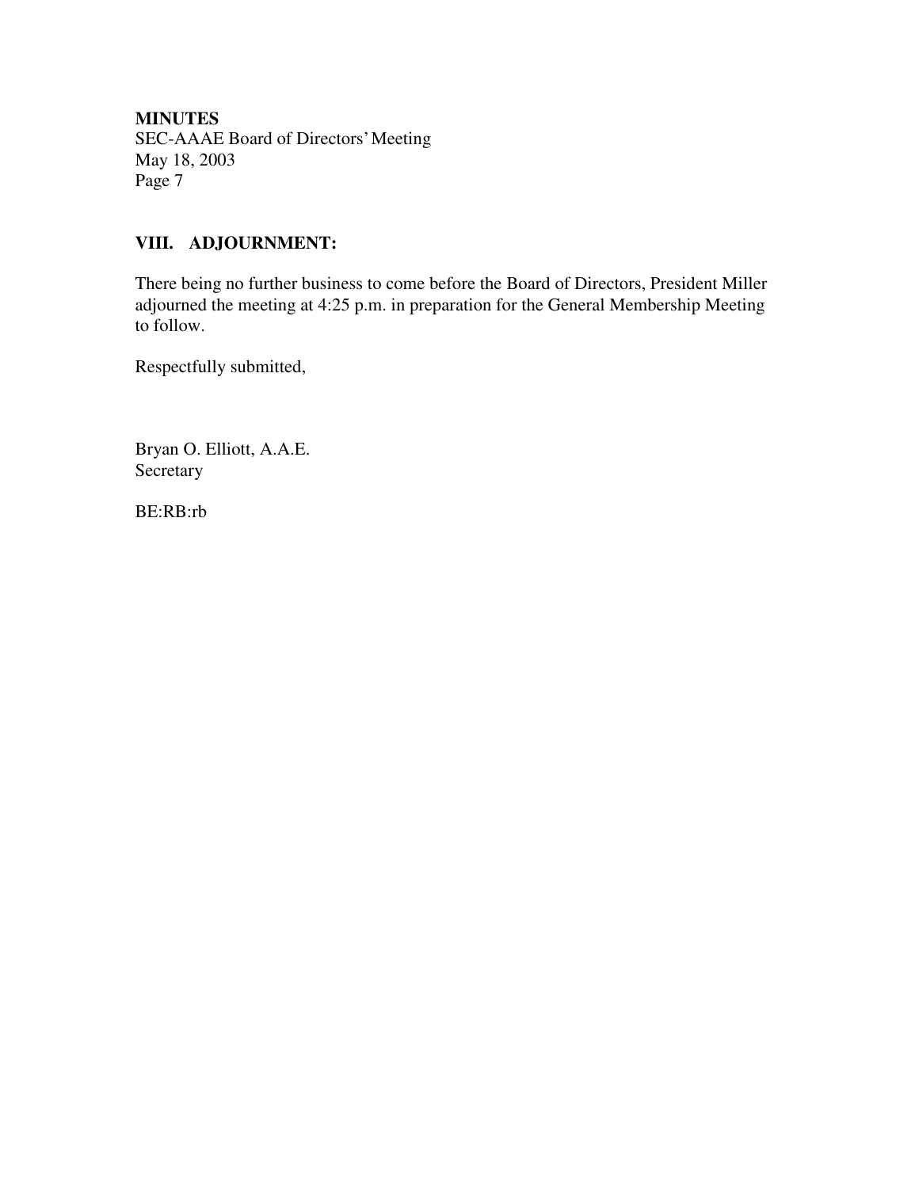## VIII. ADJOURNMENT:

There being no further business to come before the Board of Directors, President Miller adjourned the meeting at 4:25 p.m. in preparation for the General Membership Meeting to follow.

Respectfully submitted,

Bryan O. Elliott, A.A.E.
Secretary

BE:RB:rb